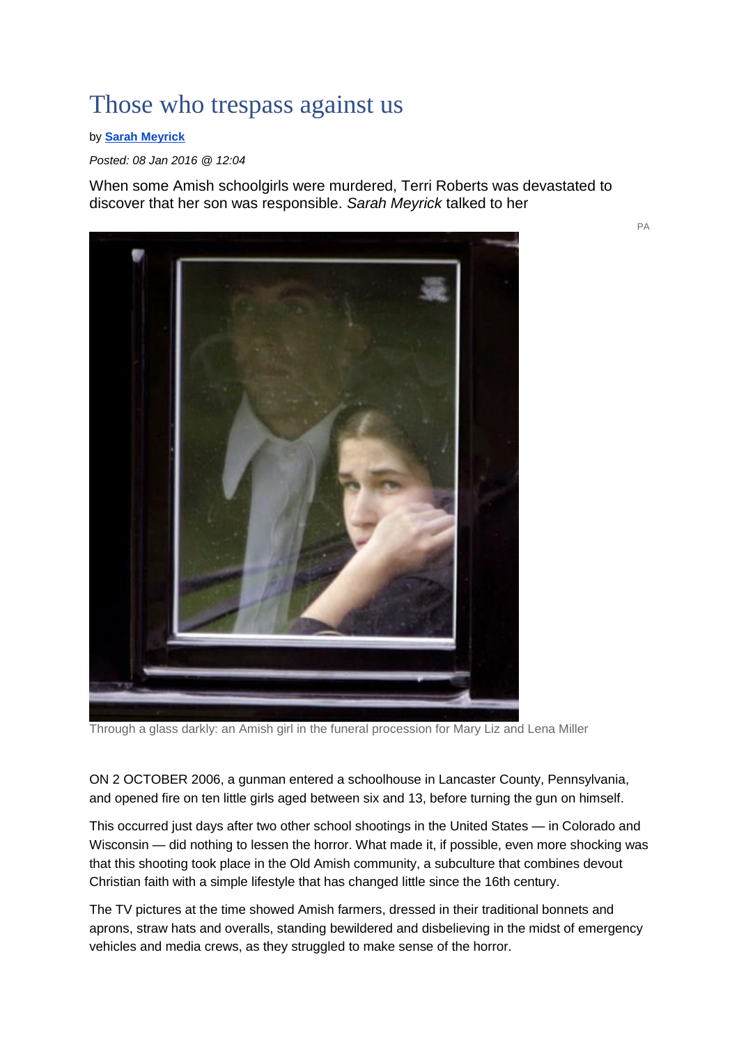# Those who trespass against us

by **Sarah Meyrick**

*Posted: 08 Jan 2016 @ 12:04*

When some Amish schoolgirls were murdered, Terri Roberts was devastated to discover that her son was responsible. *Sarah Meyrick* talked to her

PA

Through a glass darkly: an Amish girl in the funeral procession for Mary Liz and Lena Miller

ON 2 OCTOBER 2006, a gunman entered a schoolhouse in Lancaster County, Pennsylvania, and opened fire on ten little girls aged between six and 13, before turning the gun on himself.

This occurred just days after two other school shootings in the United States — in Colorado and Wisconsin — did nothing to lessen the horror. What made it, if possible, even more shocking was that this shooting took place in the Old Amish community, a subculture that combines devout Christian faith with a simple lifestyle that has changed little since the 16th century.

The TV pictures at the time showed Amish farmers, dressed in their traditional bonnets and aprons, straw hats and overalls, standing bewildered and disbelieving in the midst of emergency vehicles and media crews, as they struggled to make sense of the horror.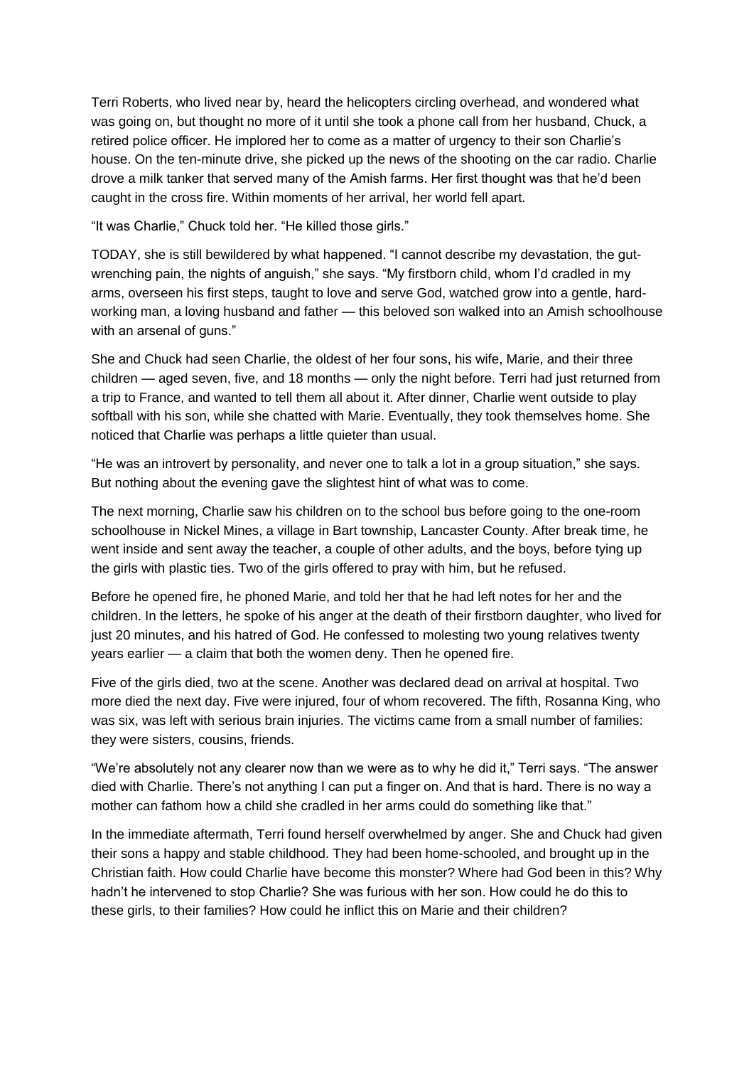Terri Roberts, who lived near by, heard the helicopters circling overhead, and wondered what was going on, but thought no more of it until she took a phone call from her husband, Chuck, a retired police officer. He implored her to come as a matter of urgency to their son Charlie's house. On the ten-minute drive, she picked up the news of the shooting on the car radio. Charlie drove a milk tanker that served many of the Amish farms. Her first thought was that he'd been caught in the cross fire. Within moments of her arrival, her world fell apart.

"It was Charlie," Chuck told her. "He killed those girls."

TODAY, she is still bewildered by what happened. "I cannot describe my devastation, the gut-wrenching pain, the nights of anguish," she says. "My firstborn child, whom I'd cradled in my arms, overseen his first steps, taught to love and serve God, watched grow into a gentle, hard-working man, a loving husband and father — this beloved son walked into an Amish schoolhouse with an arsenal of guns."

She and Chuck had seen Charlie, the oldest of her four sons, his wife, Marie, and their three children — aged seven, five, and 18 months — only the night before. Terri had just returned from a trip to France, and wanted to tell them all about it. After dinner, Charlie went outside to play softball with his son, while she chatted with Marie. Eventually, they took themselves home. She noticed that Charlie was perhaps a little quieter than usual.

"He was an introvert by personality, and never one to talk a lot in a group situation," she says. But nothing about the evening gave the slightest hint of what was to come.

The next morning, Charlie saw his children on to the school bus before going to the one-room schoolhouse in Nickel Mines, a village in Bart township, Lancaster County. After break time, he went inside and sent away the teacher, a couple of other adults, and the boys, before tying up the girls with plastic ties. Two of the girls offered to pray with him, but he refused.

Before he opened fire, he phoned Marie, and told her that he had left notes for her and the children. In the letters, he spoke of his anger at the death of their firstborn daughter, who lived for just 20 minutes, and his hatred of God. He confessed to molesting two young relatives twenty years earlier — a claim that both the women deny. Then he opened fire.

Five of the girls died, two at the scene. Another was declared dead on arrival at hospital. Two more died the next day. Five were injured, four of whom recovered. The fifth, Rosanna King, who was six, was left with serious brain injuries. The victims came from a small number of families: they were sisters, cousins, friends.

"We're absolutely not any clearer now than we were as to why he did it," Terri says. "The answer died with Charlie. There's not anything I can put a finger on. And that is hard. There is no way a mother can fathom how a child she cradled in her arms could do something like that."

In the immediate aftermath, Terri found herself overwhelmed by anger. She and Chuck had given their sons a happy and stable childhood. They had been home-schooled, and brought up in the Christian faith. How could Charlie have become this monster? Where had God been in this? Why hadn't he intervened to stop Charlie? She was furious with her son. How could he do this to these girls, to their families? How could he inflict this on Marie and their children?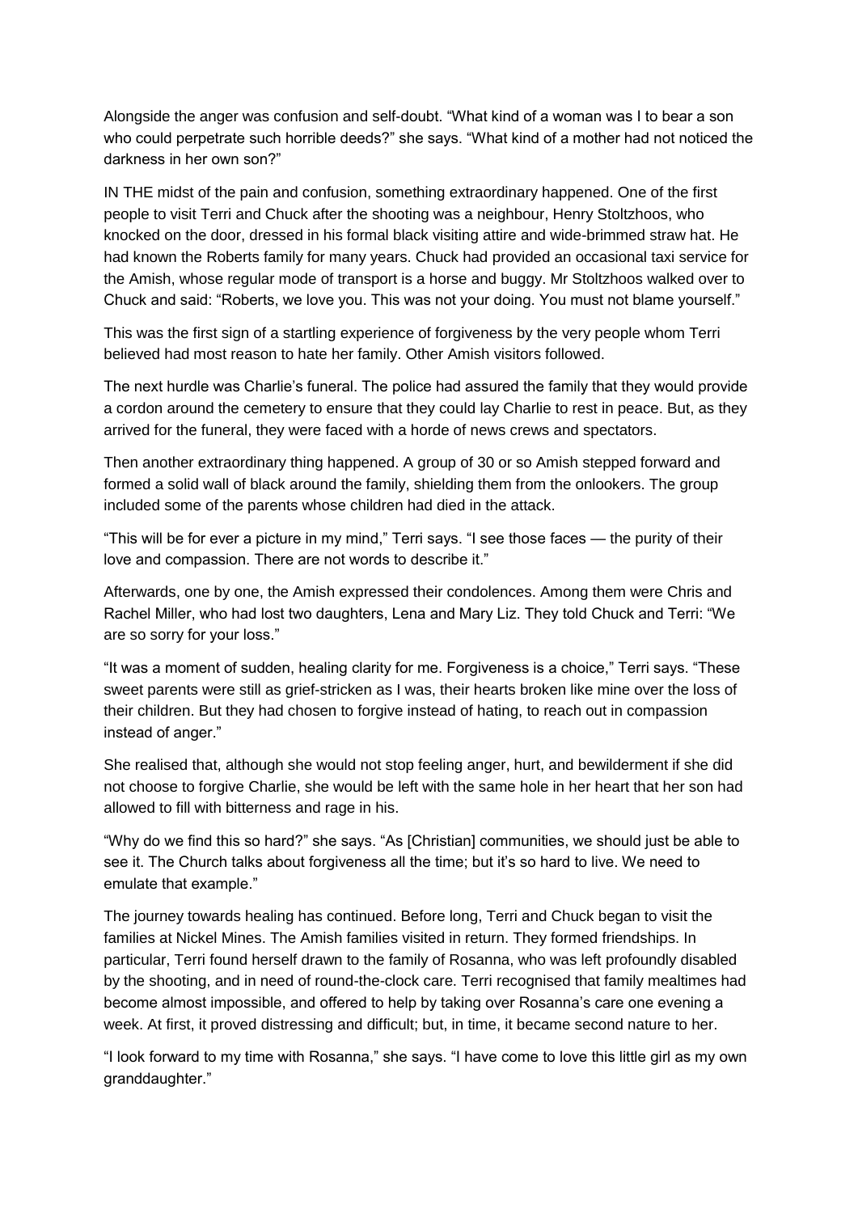Alongside the anger was confusion and self-doubt. "What kind of a woman was I to bear a son who could perpetrate such horrible deeds?" she says. "What kind of a mother had not noticed the darkness in her own son?"

IN THE midst of the pain and confusion, something extraordinary happened. One of the first people to visit Terri and Chuck after the shooting was a neighbour, Henry Stoltzhoos, who knocked on the door, dressed in his formal black visiting attire and wide-brimmed straw hat. He had known the Roberts family for many years. Chuck had provided an occasional taxi service for the Amish, whose regular mode of transport is a horse and buggy. Mr Stoltzhoos walked over to Chuck and said: "Roberts, we love you. This was not your doing. You must not blame yourself."

This was the first sign of a startling experience of forgiveness by the very people whom Terri believed had most reason to hate her family. Other Amish visitors followed.

The next hurdle was Charlie's funeral. The police had assured the family that they would provide a cordon around the cemetery to ensure that they could lay Charlie to rest in peace. But, as they arrived for the funeral, they were faced with a horde of news crews and spectators.

Then another extraordinary thing happened. A group of 30 or so Amish stepped forward and formed a solid wall of black around the family, shielding them from the onlookers. The group included some of the parents whose children had died in the attack.

"This will be for ever a picture in my mind," Terri says. "I see those faces — the purity of their love and compassion. There are not words to describe it."

Afterwards, one by one, the Amish expressed their condolences. Among them were Chris and Rachel Miller, who had lost two daughters, Lena and Mary Liz. They told Chuck and Terri: "We are so sorry for your loss."

"It was a moment of sudden, healing clarity for me. Forgiveness is a choice," Terri says. "These sweet parents were still as grief-stricken as I was, their hearts broken like mine over the loss of their children. But they had chosen to forgive instead of hating, to reach out in compassion instead of anger."

She realised that, although she would not stop feeling anger, hurt, and bewilderment if she did not choose to forgive Charlie, she would be left with the same hole in her heart that her son had allowed to fill with bitterness and rage in his.

"Why do we find this so hard?" she says. "As [Christian] communities, we should just be able to see it. The Church talks about forgiveness all the time; but it's so hard to live. We need to emulate that example."

The journey towards healing has continued. Before long, Terri and Chuck began to visit the families at Nickel Mines. The Amish families visited in return. They formed friendships. In particular, Terri found herself drawn to the family of Rosanna, who was left profoundly disabled by the shooting, and in need of round-the-clock care. Terri recognised that family mealtimes had become almost impossible, and offered to help by taking over Rosanna's care one evening a week. At first, it proved distressing and difficult; but, in time, it became second nature to her.

"I look forward to my time with Rosanna," she says. "I have come to love this little girl as my own granddaughter."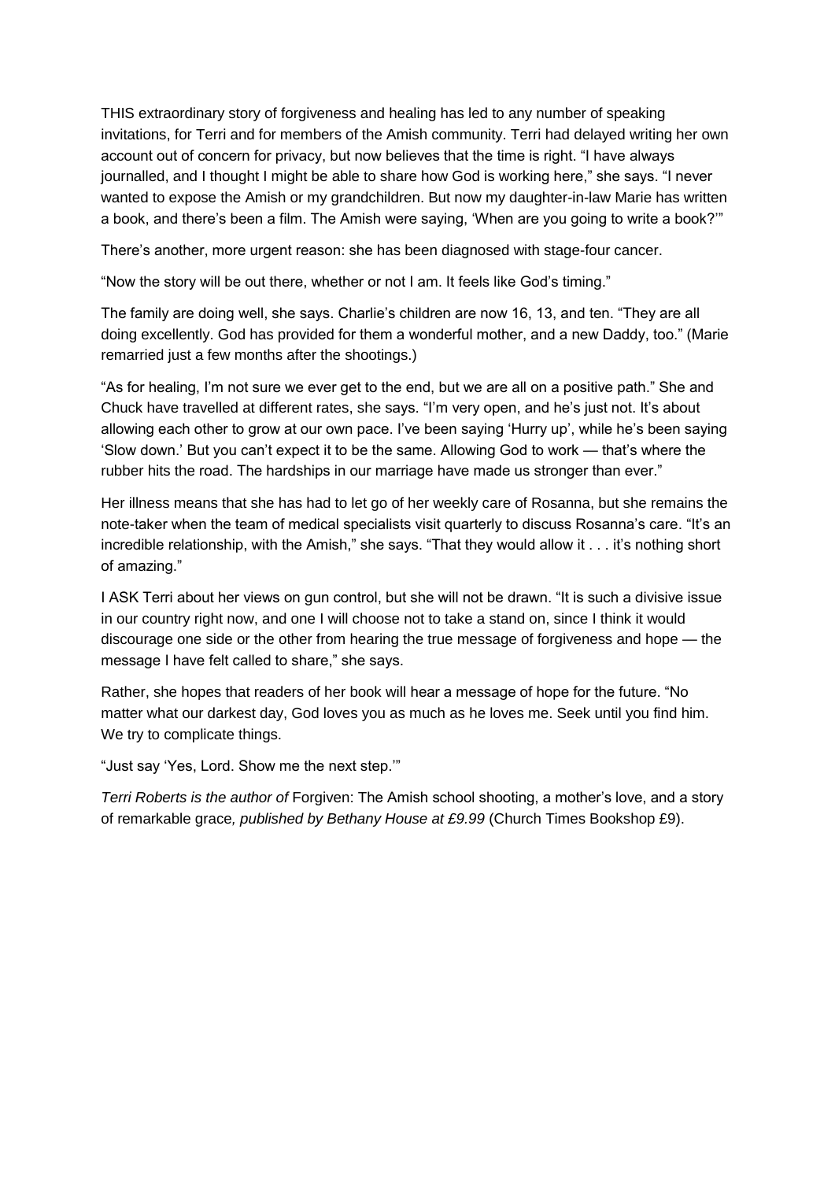THIS extraordinary story of forgiveness and healing has led to any number of speaking invitations, for Terri and for members of the Amish community. Terri had delayed writing her own account out of concern for privacy, but now believes that the time is right. "I have always journalled, and I thought I might be able to share how God is working here," she says. "I never wanted to expose the Amish or my grandchildren. But now my daughter-in-law Marie has written a book, and there's been a film. The Amish were saying, 'When are you going to write a book?'"

There's another, more urgent reason: she has been diagnosed with stage-four cancer.

"Now the story will be out there, whether or not I am. It feels like God's timing."

The family are doing well, she says. Charlie's children are now 16, 13, and ten. "They are all doing excellently. God has provided for them a wonderful mother, and a new Daddy, too." (Marie remarried just a few months after the shootings.)

"As for healing, I'm not sure we ever get to the end, but we are all on a positive path." She and Chuck have travelled at different rates, she says. "I'm very open, and he's just not. It's about allowing each other to grow at our own pace. I've been saying 'Hurry up', while he's been saying 'Slow down.' But you can't expect it to be the same. Allowing God to work — that's where the rubber hits the road. The hardships in our marriage have made us stronger than ever."

Her illness means that she has had to let go of her weekly care of Rosanna, but she remains the note-taker when the team of medical specialists visit quarterly to discuss Rosanna's care. "It's an incredible relationship, with the Amish," she says. "That they would allow it . . . it's nothing short of amazing."

I ASK Terri about her views on gun control, but she will not be drawn. "It is such a divisive issue in our country right now, and one I will choose not to take a stand on, since I think it would discourage one side or the other from hearing the true message of forgiveness and hope — the message I have felt called to share," she says.

Rather, she hopes that readers of her book will hear a message of hope for the future. "No matter what our darkest day, God loves you as much as he loves me. Seek until you find him. We try to complicate things.

"Just say 'Yes, Lord. Show me the next step.'"

*Terri Roberts is the author of* Forgiven: The Amish school shooting, a mother's love, and a story of remarkable grace*, published by Bethany House at £9.99* (Church Times Bookshop £9).